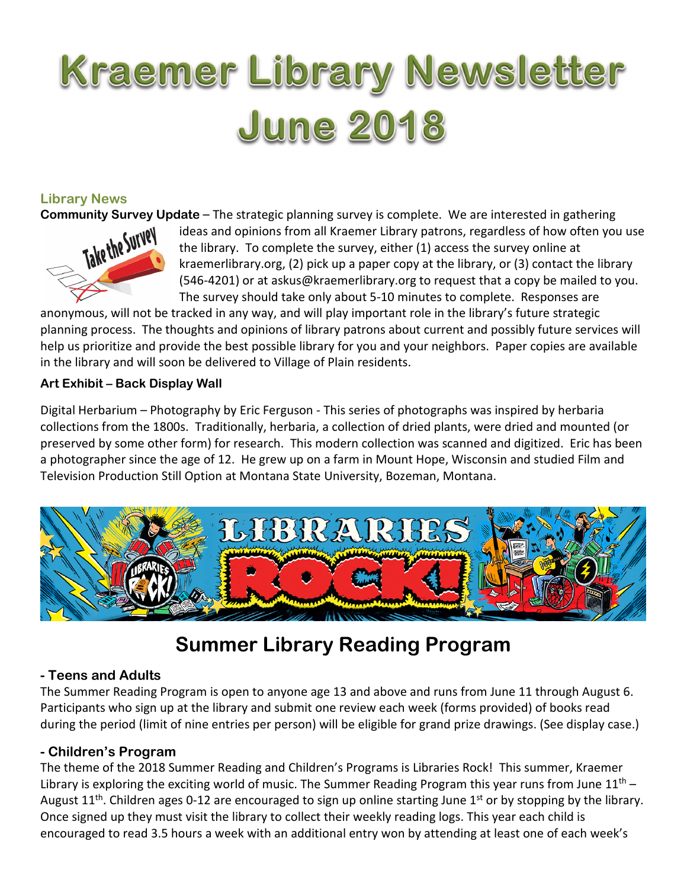# Kraemer Library Newsletter June 2018

## Library News

**Community Survey Update** – The strategic planning survey is complete. We are interested in gathering ideas and opinions from all Kraemer Library patrons, regardless of how often you use the library. To complete the survey, either (1) access the survey online at kraemerlibrary.org, (2) pick up a paper copy at the library, or (3) contact the library (546-4201) or at askus@kraemerlibrary.org to request that a copy be mailed to you. The survey should take only about 5-10 minutes to complete. Responses are anonymous, will not be tracked in any way, and will play important role in the library's future strategic planning process. The thoughts and opinions of library patrons about current and possibly future services will help us prioritize and provide the best possible library for you and your neighbors. Paper copies are available in the library and will soon be delivered to Village of Plain residents.

**Art Exhibit – Back Display Wall**

Digital Herbarium – Photography by Eric Ferguson - This series of photographs was inspired by herbaria collections from the 1800s. Traditionally, herbaria, a collection of dried plants, were dried and mounted (or preserved by some other form) for research. This modern collection was scanned and digitized. Eric has been a photographer since the age of 12. He grew up on a farm in Mount Hope, Wisconsin and studied Film and Television Production Still Option at Montana State University, Bozeman, Montana.

## Summer Library Reading Program

### - Teens and Adults

The Summer Reading Program is open to anyone age 13 and above and runs from June 11 through August 6. Participants who sign up at the library and submit one review each week (forms provided) of books read during the period (limit of nine entries per person) will be eligible for grand prize drawings. (See display case.)

### - Children's Program

The theme of the 2018 Summer Reading and Children's Programs is Libraries Rock! This summer, Kraemer Library is exploring the exciting world of music. The Summer Reading Program this year runs from June 11th – August 11th. Children ages 0-12 are encouraged to sign up online starting June 1st or by stopping by the library. Once signed up they must visit the library to collect their weekly reading logs. This year each child is encouraged to read 3.5 hours a week with an additional entry won by attending at least one of each week's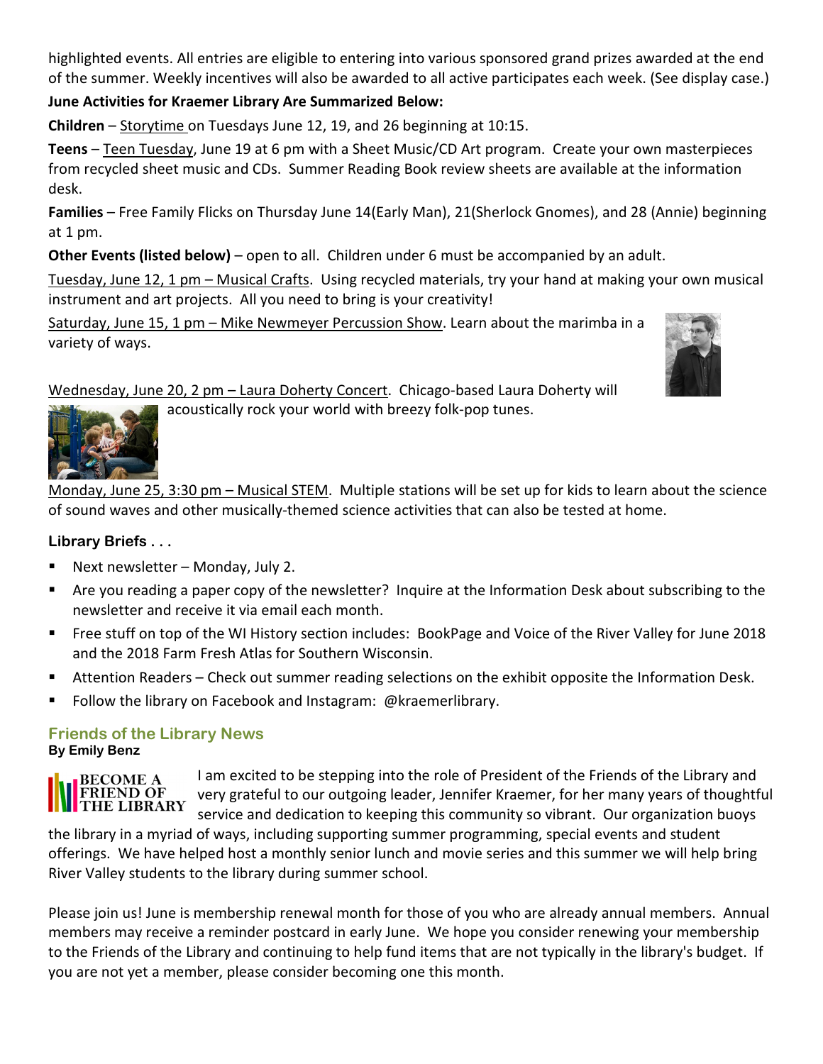highlighted events. All entries are eligible to entering into various sponsored grand prizes awarded at the end of the summer. Weekly incentives will also be awarded to all active participates each week. (See display case.)

**June Activities for Kraemer Library Are Summarized Below:**

**Children** – Storytime on Tuesdays June 12, 19, and 26 beginning at 10:15.

**Teens** – Teen Tuesday, June 19 at 6 pm with a Sheet Music/CD Art program. Create your own masterpieces from recycled sheet music and CDs. Summer Reading Book review sheets are available at the information desk.

**Families** – Free Family Flicks on Thursday June 14(Early Man), 21(Sherlock Gnomes), and 28 (Annie) beginning at 1 pm.

**Other Events (listed below)** – open to all. Children under 6 must be accompanied by an adult.

Tuesday, June 12, 1 pm – Musical Crafts. Using recycled materials, try your hand at making your own musical instrument and art projects. All you need to bring is your creativity!

Saturday, June 15, 1 pm – Mike Newmeyer Percussion Show. Learn about the marimba in a variety of ways.

Wednesday, June 20, 2 pm – Laura Doherty Concert. Chicago-based Laura Doherty will acoustically rock your world with breezy folk-pop tunes.

Monday, June 25, 3:30 pm – Musical STEM. Multiple stations will be set up for kids to learn about the science of sound waves and other musically-themed science activities that can also be tested at home.

### Library Briefs . . .

- Next newsletter – Monday, July 2.
- Are you reading a paper copy of the newsletter? Inquire at the Information Desk about subscribing to the newsletter and receive it via email each month.
- Free stuff on top of the WI History section includes: BookPage and Voice of the River Valley for June 2018 and the 2018 Farm Fresh Atlas for Southern Wisconsin.
- Attention Readers – Check out summer reading selections on the exhibit opposite the Information Desk.
- Follow the library on Facebook and Instagram: @kraemerlibrary.

## Friends of the Library News

**By Emily Benz**

BECOME A FRIEND OF THE LIBRARY

I am excited to be stepping into the role of President of the Friends of the Library and very grateful to our outgoing leader, Jennifer Kraemer, for her many years of thoughtful service and dedication to keeping this community so vibrant. Our organization buoys the library in a myriad of ways, including supporting summer programming, special events and student offerings. We have helped host a monthly senior lunch and movie series and this summer we will help bring River Valley students to the library during summer school.

Please join us! June is membership renewal month for those of you who are already annual members. Annual members may receive a reminder postcard in early June. We hope you consider renewing your membership to the Friends of the Library and continuing to help fund items that are not typically in the library's budget. If you are not yet a member, please consider becoming one this month.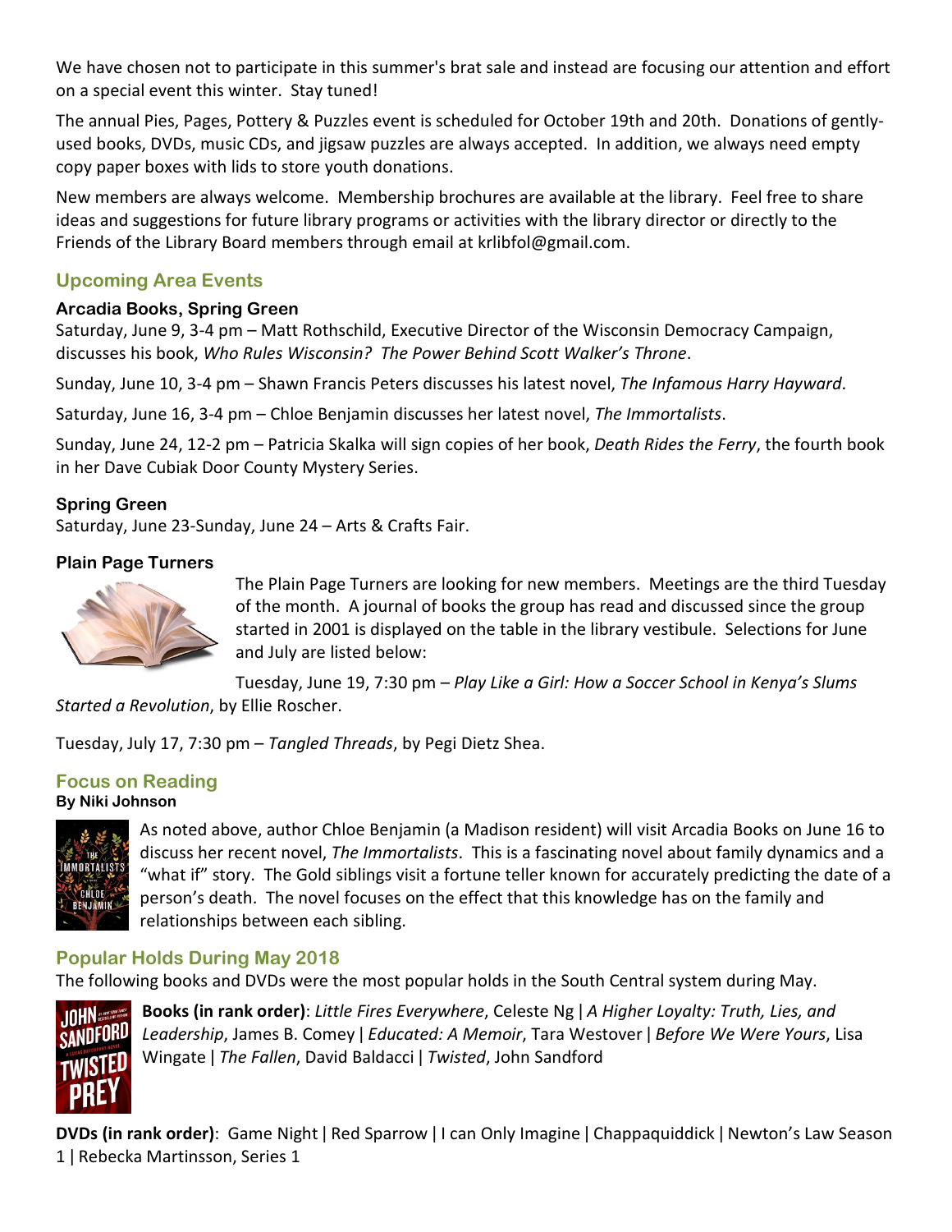We have chosen not to participate in this summer's brat sale and instead are focusing our attention and effort on a special event this winter. Stay tuned!

The annual Pies, Pages, Pottery & Puzzles event is scheduled for October 19th and 20th. Donations of gently-used books, DVDs, music CDs, and jigsaw puzzles are always accepted. In addition, we always need empty copy paper boxes with lids to store youth donations.

New members are always welcome. Membership brochures are available at the library. Feel free to share ideas and suggestions for future library programs or activities with the library director or directly to the Friends of the Library Board members through email at krlibfol@gmail.com.

## Upcoming Area Events

### Arcadia Books, Spring Green

Saturday, June 9, 3-4 pm – Matt Rothschild, Executive Director of the Wisconsin Democracy Campaign, discusses his book, *Who Rules Wisconsin? The Power Behind Scott Walker's Throne*.

Sunday, June 10, 3-4 pm – Shawn Francis Peters discusses his latest novel, *The Infamous Harry Hayward*.

Saturday, June 16, 3-4 pm – Chloe Benjamin discusses her latest novel, *The Immortalists*.

Sunday, June 24, 12-2 pm – Patricia Skalka will sign copies of her book, *Death Rides the Ferry*, the fourth book in her Dave Cubiak Door County Mystery Series.

### Spring Green

Saturday, June 23-Sunday, June 24 – Arts & Crafts Fair.

### Plain Page Turners

The Plain Page Turners are looking for new members. Meetings are the third Tuesday of the month. A journal of books the group has read and discussed since the group started in 2001 is displayed on the table in the library vestibule. Selections for June and July are listed below:

Tuesday, June 19, 7:30 pm – *Play Like a Girl: How a Soccer School in Kenya's Slums Started a Revolution*, by Ellie Roscher.

Tuesday, July 17, 7:30 pm – *Tangled Threads*, by Pegi Dietz Shea.

## Focus on Reading

**By Niki Johnson**

As noted above, author Chloe Benjamin (a Madison resident) will visit Arcadia Books on June 16 to discuss her recent novel, *The Immortalists*. This is a fascinating novel about family dynamics and a "what if" story. The Gold siblings visit a fortune teller known for accurately predicting the date of a person's death. The novel focuses on the effect that this knowledge has on the family and relationships between each sibling.

## Popular Holds During May 2018

The following books and DVDs were the most popular holds in the South Central system during May.

**Books (in rank order)**: *Little Fires Everywhere*, Celeste Ng | *A Higher Loyalty: Truth, Lies, and Leadership*, James B. Comey | *Educated: A Memoir*, Tara Westover | *Before We Were Yours*, Lisa Wingate | *The Fallen*, David Baldacci | *Twisted*, John Sandford

**DVDs (in rank order)**: Game Night | Red Sparrow | I can Only Imagine | Chappaquiddick | Newton's Law Season 1 | Rebecka Martinsson, Series 1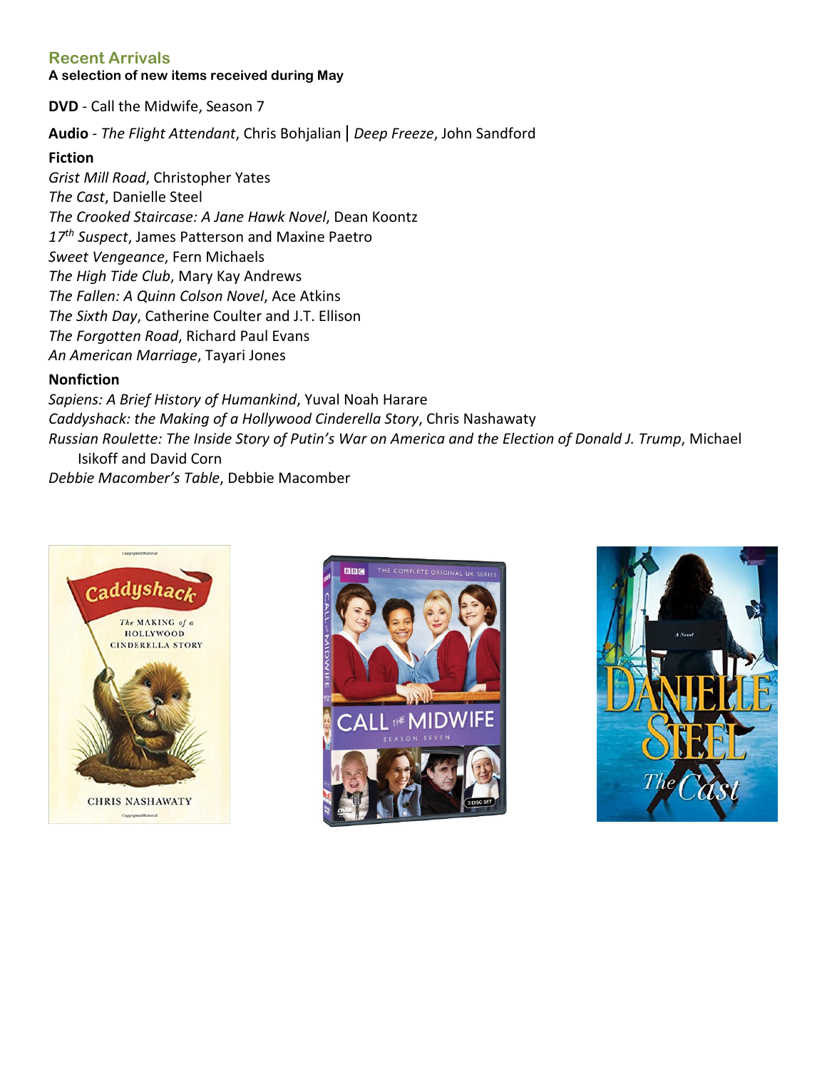## Recent Arrivals

**A selection of new items received during May**

**DVD** - Call the Midwife, Season 7

**Audio** - *The Flight Attendant*, Chris Bohjalian | *Deep Freeze*, John Sandford

### Fiction

*Grist Mill Road*, Christopher Yates
*The Cast*, Danielle Steel
*The Crooked Staircase: A Jane Hawk Novel*, Dean Koontz
*17th Suspect*, James Patterson and Maxine Paetro
*Sweet Vengeance*, Fern Michaels
*The High Tide Club*, Mary Kay Andrews
*The Fallen: A Quinn Colson Novel*, Ace Atkins
*The Sixth Day*, Catherine Coulter and J.T. Ellison
*The Forgotten Road*, Richard Paul Evans
*An American Marriage*, Tayari Jones

### Nonfiction

*Sapiens: A Brief History of Humankind*, Yuval Noah Harare
*Caddyshack: the Making of a Hollywood Cinderella Story*, Chris Nashawaty
*Russian Roulette: The Inside Story of Putin's War on America and the Election of Donald J. Trump*, Michael Isikoff and David Corn
*Debbie Macomber's Table*, Debbie Macomber